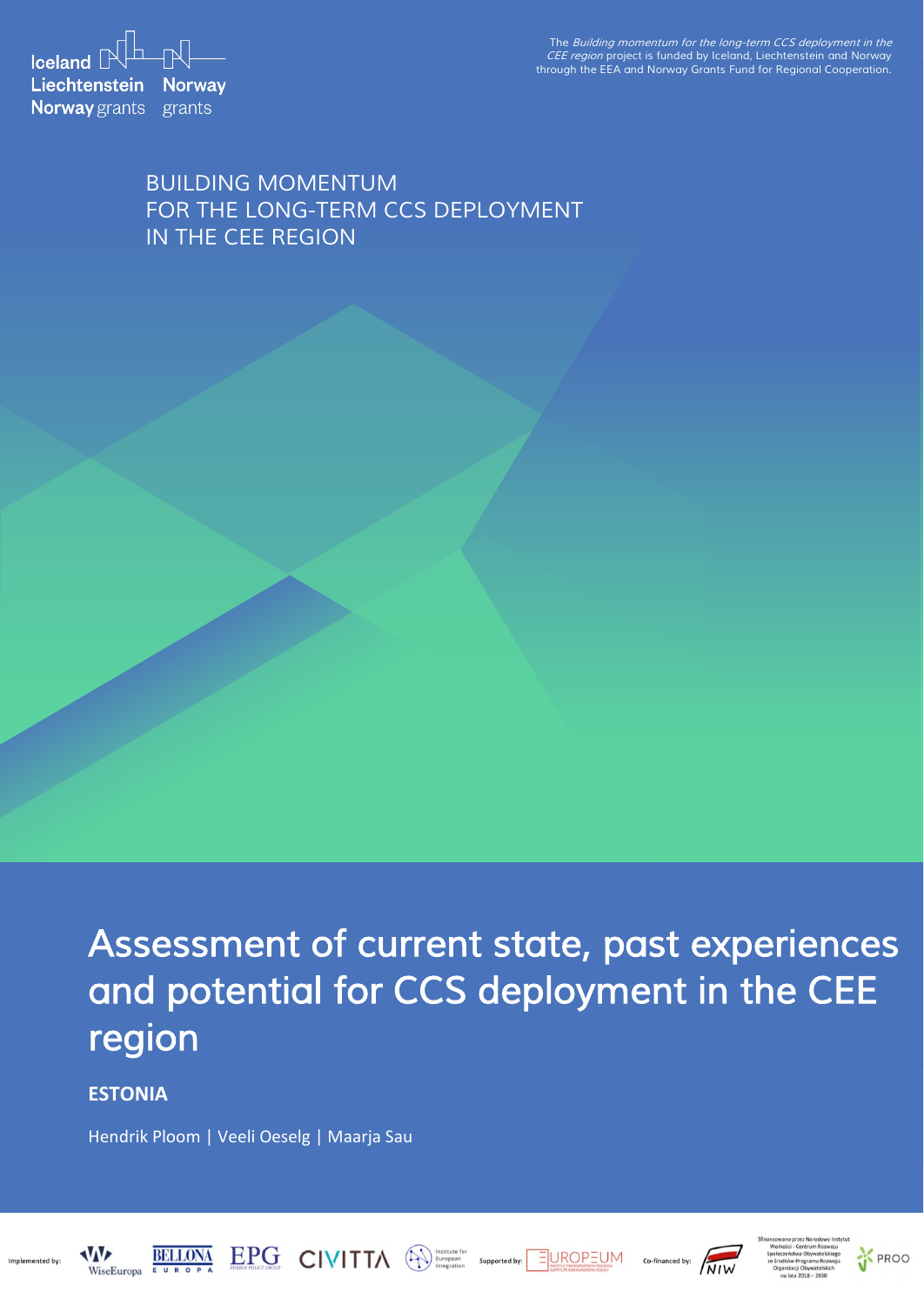Iceland Liechtenstein Norway grants

Norway grants

The *Building momentum for the long-term CCS deployment in the CEE region* project is funded by Iceland, Liechtenstein and Norway through the EEA and Norway Grants Fund for Regional Cooperation.

BUILDING MOMENTUM
FOR THE LONG-TERM CCS DEPLOYMENT
IN THE CEE REGION

# Assessment of current state, past experiences and potential for CCS deployment in the CEE region

**ESTONIA**

Hendrik Ploom | Veeli Oeselg | Maarja Sau

Implemented by: WiseEuropa | BELLONA EUROPA | EPG ENERGY POLICY GROUP | CIVITTA | Institute for European Integration

Supported by: EUROPEUM INSTITUT PRO EVROPSKOU POLITIKU | INSTITUTE FOR EUROPEAN POLICY

Co-financed by: NIW

Sfinansowano przez Narodowy Instytut Wolności - Centrum Rozwoju Społeczeństwa Obywatelskiego ze środków Programu Rozwoju Organizacji Obywatelskich na lata 2018 – 2030

PROO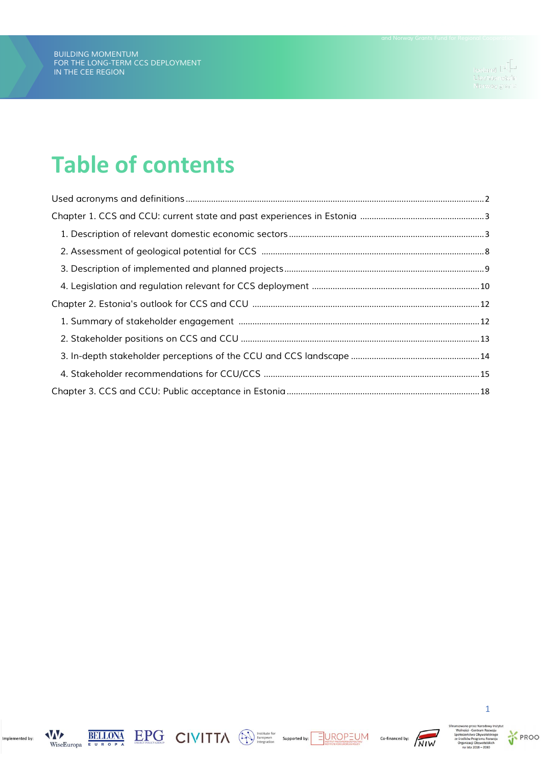# Table of contents

Used acronyms and definitions ..... 2

Chapter 1. CCS and CCU: current state and past experiences in Estonia ..... 3

- 1. Description of relevant domestic economic sectors ..... 3
- 2. Assessment of geological potential for CCS ..... 8
- 3. Description of implemented and planned projects ..... 9
- 4. Legislation and regulation relevant for CCS deployment ..... 10

Chapter 2. Estonia's outlook for CCS and CCU ..... 12

- 1. Summary of stakeholder engagement ..... 12
- 2. Stakeholder positions on CCS and CCU ..... 13
- 3. In-depth stakeholder perceptions of the CCU and CCS landscape ..... 14
- 4. Stakeholder recommendations for CCU/CCS ..... 15

Chapter 3. CCS and CCU: Public acceptance in Estonia ..... 18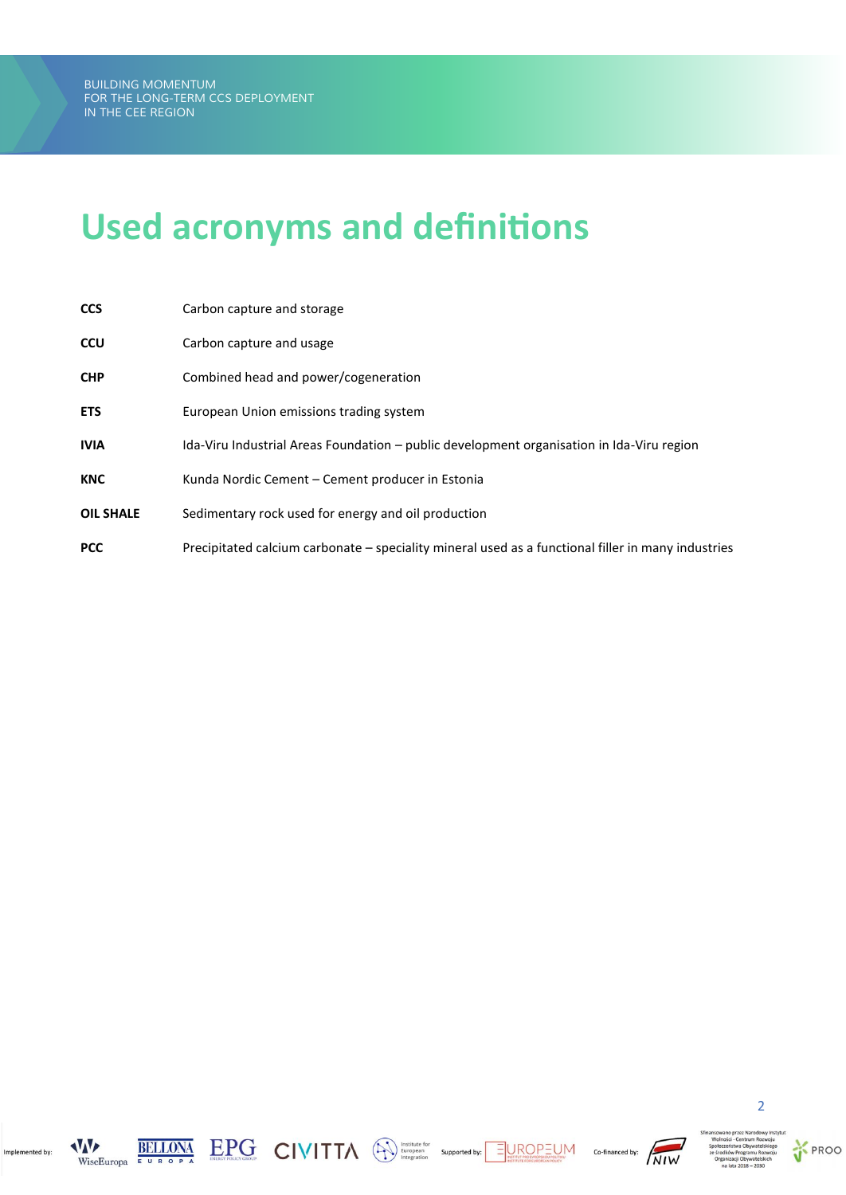# Used acronyms and definitions

| | |
|---|---|
| **CCS** | Carbon capture and storage |
| **CCU** | Carbon capture and usage |
| **CHP** | Combined head and power/cogeneration |
| **ETS** | European Union emissions trading system |
| **IVIA** | Ida-Viru Industrial Areas Foundation – public development organisation in Ida-Viru region |
| **KNC** | Kunda Nordic Cement – Cement producer in Estonia |
| **OIL SHALE** | Sedimentary rock used for energy and oil production |
| **PCC** | Precipitated calcium carbonate – speciality mineral used as a functional filler in many industries |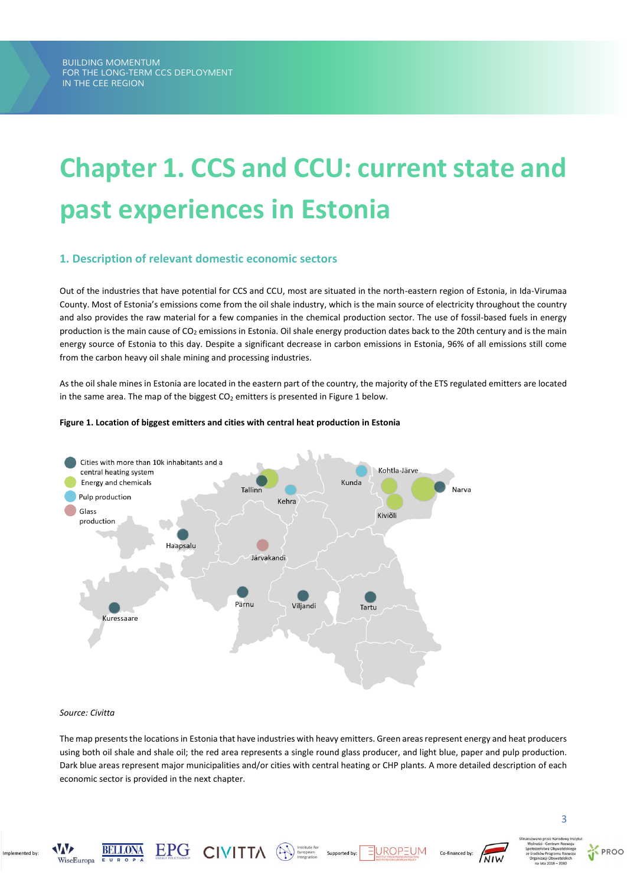# Chapter 1. CCS and CCU: current state and past experiences in Estonia

## 1. Description of relevant domestic economic sectors

Out of the industries that have potential for CCS and CCU, most are situated in the north-eastern region of Estonia, in Ida-Virumaa County. Most of Estonia's emissions come from the oil shale industry, which is the main source of electricity throughout the country and also provides the raw material for a few companies in the chemical production sector. The use of fossil-based fuels in energy production is the main cause of $CO_2$ emissions in Estonia. Oil shale energy production dates back to the 20th century and is the main energy source of Estonia to this day. Despite a significant decrease in carbon emissions in Estonia, 96% of all emissions still come from the carbon heavy oil shale mining and processing industries.

As the oil shale mines in Estonia are located in the eastern part of the country, the majority of the ETS regulated emitters are located in the same area. The map of the biggest $CO_2$ emitters is presented in Figure 1 below.

**Figure 1. Location of biggest emitters and cities with central heat production in Estonia**

*Source: Civitta*

The map presents the locations in Estonia that have industries with heavy emitters. Green areas represent energy and heat producers using both oil shale and shale oil; the red area represents a single round glass producer, and light blue, paper and pulp production. Dark blue areas represent major municipalities and/or cities with central heating or CHP plants. A more detailed description of each economic sector is provided in the next chapter.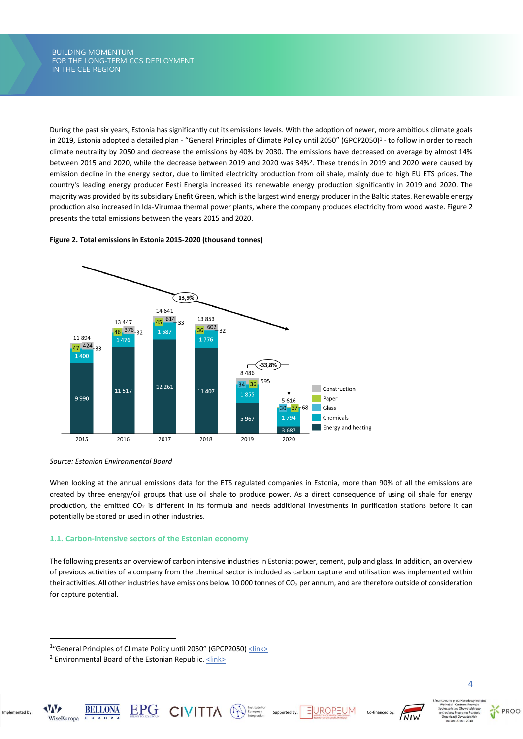During the past six years, Estonia has significantly cut its emissions levels. With the adoption of newer, more ambitious climate goals in 2019, Estonia adopted a detailed plan - "General Principles of Climate Policy until 2050" (GPCP2050)[1] - to follow in order to reach climate neutrality by 2050 and decrease the emissions by 40% by 2030. The emissions have decreased on average by almost 14% between 2015 and 2020, while the decrease between 2019 and 2020 was 34%[2]. These trends in 2019 and 2020 were caused by emission decline in the energy sector, due to limited electricity production from oil shale, mainly due to high EU ETS prices. The country's leading energy producer Eesti Energia increased its renewable energy production significantly in 2019 and 2020. The majority was provided by its subsidiary Enefit Green, which is the largest wind energy producer in the Baltic states. Renewable energy production also increased in Ida-Virumaa thermal power plants, where the company produces electricity from wood waste. Figure 2 presents the total emissions between the years 2015 and 2020.

**Figure 2. Total emissions in Estonia 2015-2020 (thousand tonnes)**

| Year | Energy and heating | Chemicals | Glass | Paper | Construction | Total |
|---|---|---|---|---|---|---|
| 2015 | 9 990 | 1 400 | 33 | 47 | 424 | 11 894 |
| 2016 | 11 517 | 1 476 | 32 | 46 | 376 | 13 447 |
| 2017 | 12 261 | 1 687 | 33 | 45 | 614 | 14 641 |
| 2018 | 11 407 | 1 776 | 32 | 36 | 602 | 13 853 |
| 2019 | 5 967 | 1 855 | 34 | 36 | 595 | 8 486 |
| 2020 | 3 687 | 1 794 | 30 | 37 | 68 | 5 616 |

Trend 2015–2018: -13,9%; 2019–2020: -33,8%

*Source: Estonian Environmental Board*

When looking at the annual emissions data for the ETS regulated companies in Estonia, more than 90% of all the emissions are created by three energy/oil groups that use oil shale to produce power. As a direct consequence of using oil shale for energy production, the emitted $CO_2$ is different in its formula and needs additional investments in purification stations before it can potentially be stored or used in other industries.

### 1.1. Carbon-intensive sectors of the Estonian economy

The following presents an overview of carbon intensive industries in Estonia: power, cement, pulp and glass. In addition, an overview of previous activities of a company from the chemical sector is included as carbon capture and utilisation was implemented within their activities. All other industries have emissions below 10 000 tonnes of $CO_2$ per annum, and are therefore outside of consideration for capture potential.

---

[1] "General Principles of Climate Policy until 2050" (GPCP2050) <link>

[2] Environmental Board of the Estonian Republic. <link>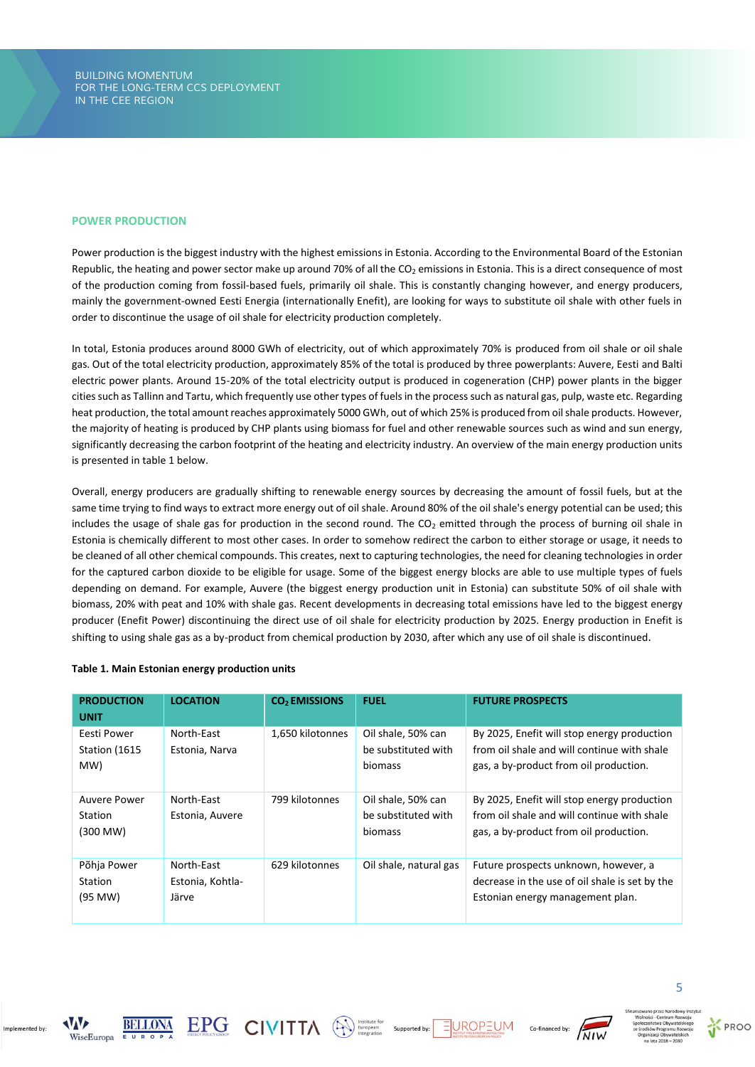## POWER PRODUCTION

Power production is the biggest industry with the highest emissions in Estonia. According to the Environmental Board of the Estonian Republic, the heating and power sector make up around 70% of all the $CO_2$ emissions in Estonia. This is a direct consequence of most of the production coming from fossil-based fuels, primarily oil shale. This is constantly changing however, and energy producers, mainly the government-owned Eesti Energia (internationally Enefit), are looking for ways to substitute oil shale with other fuels in order to discontinue the usage of oil shale for electricity production completely.

In total, Estonia produces around 8000 GWh of electricity, out of which approximately 70% is produced from oil shale or oil shale gas. Out of the total electricity production, approximately 85% of the total is produced by three powerplants: Auvere, Eesti and Balti electric power plants. Around 15-20% of the total electricity output is produced in cogeneration (CHP) power plants in the bigger cities such as Tallinn and Tartu, which frequently use other types of fuels in the process such as natural gas, pulp, waste etc. Regarding heat production, the total amount reaches approximately 5000 GWh, out of which 25% is produced from oil shale products. However, the majority of heating is produced by CHP plants using biomass for fuel and other renewable sources such as wind and sun energy, significantly decreasing the carbon footprint of the heating and electricity industry. An overview of the main energy production units is presented in table 1 below.

Overall, energy producers are gradually shifting to renewable energy sources by decreasing the amount of fossil fuels, but at the same time trying to find ways to extract more energy out of oil shale. Around 80% of the oil shale's energy potential can be used; this includes the usage of shale gas for production in the second round. The $CO_2$ emitted through the process of burning oil shale in Estonia is chemically different to most other cases. In order to somehow redirect the carbon to either storage or usage, it needs to be cleaned of all other chemical compounds. This creates, next to capturing technologies, the need for cleaning technologies in order for the captured carbon dioxide to be eligible for usage. Some of the biggest energy blocks are able to use multiple types of fuels depending on demand. For example, Auvere (the biggest energy production unit in Estonia) can substitute 50% of oil shale with biomass, 20% with peat and 10% with shale gas. Recent developments in decreasing total emissions have led to the biggest energy producer (Enefit Power) discontinuing the direct use of oil shale for electricity production by 2025. Energy production in Enefit is shifting to using shale gas as a by-product from chemical production by 2030, after which any use of oil shale is discontinued.

**Table 1. Main Estonian energy production units**

| PRODUCTION UNIT | LOCATION | $CO_2$ EMISSIONS | FUEL | FUTURE PROSPECTS |
|---|---|---|---|---|
| Eesti Power Station (1615 MW) | North-East Estonia, Narva | 1,650 kilotonnes | Oil shale, 50% can be substituted with biomass | By 2025, Enefit will stop energy production from oil shale and will continue with shale gas, a by-product from oil production. |
| Auvere Power Station (300 MW) | North-East Estonia, Auvere | 799 kilotonnes | Oil shale, 50% can be substituted with biomass | By 2025, Enefit will stop energy production from oil shale and will continue with shale gas, a by-product from oil production. |
| Põhja Power Station (95 MW) | North-East Estonia, Kohtla-Järve | 629 kilotonnes | Oil shale, natural gas | Future prospects unknown, however, a decrease in the use of oil shale is set by the Estonian energy management plan. |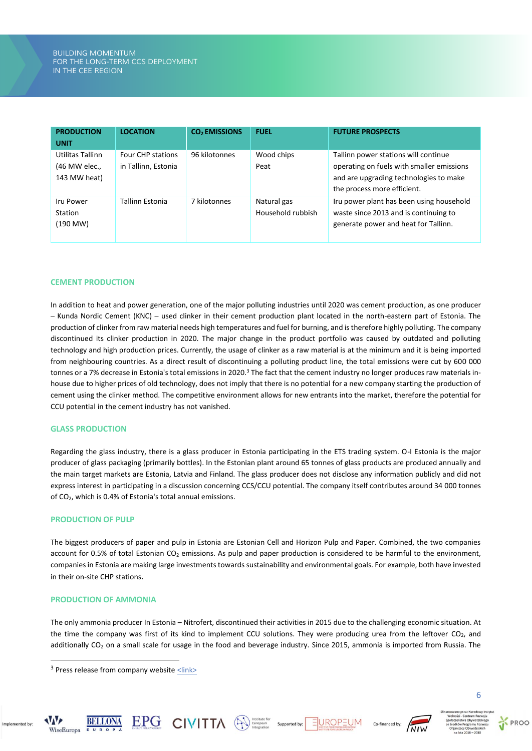| PRODUCTION UNIT | LOCATION | $CO_2$ EMISSIONS | FUEL | FUTURE PROSPECTS |
|---|---|---|---|---|
| Utilitas Tallinn (46 MW elec., 143 MW heat) | Four CHP stations in Tallinn, Estonia | 96 kilotonnes | Wood chips<br>Peat | Tallinn power stations will continue operating on fuels with smaller emissions and are upgrading technologies to make the process more efficient. |
| Iru Power Station (190 MW) | Tallinn Estonia | 7 kilotonnes | Natural gas<br>Household rubbish | Iru power plant has been using household waste since 2013 and is continuing to generate power and heat for Tallinn. |

## CEMENT PRODUCTION

In addition to heat and power generation, one of the major polluting industries until 2020 was cement production, as one producer – Kunda Nordic Cement (KNC) – used clinker in their cement production plant located in the north-eastern part of Estonia. The production of clinker from raw material needs high temperatures and fuel for burning, and is therefore highly polluting. The company discontinued its clinker production in 2020. The major change in the product portfolio was caused by outdated and polluting technology and high production prices. Currently, the usage of clinker as a raw material is at the minimum and it is being imported from neighbouring countries. As a direct result of discontinuing a polluting product line, the total emissions were cut by 600 000 tonnes or a 7% decrease in Estonia's total emissions in 2020.[3] The fact that the cement industry no longer produces raw materials in-house due to higher prices of old technology, does not imply that there is no potential for a new company starting the production of cement using the clinker method. The competitive environment allows for new entrants into the market, therefore the potential for CCU potential in the cement industry has not vanished.

## GLASS PRODUCTION

Regarding the glass industry, there is a glass producer in Estonia participating in the ETS trading system. O-I Estonia is the major producer of glass packaging (primarily bottles). In the Estonian plant around 65 tonnes of glass products are produced annually and the main target markets are Estonia, Latvia and Finland. The glass producer does not disclose any information publicly and did not express interest in participating in a discussion concerning CCS/CCU potential. The company itself contributes around 34 000 tonnes of $CO_2$, which is 0.4% of Estonia's total annual emissions.

## PRODUCTION OF PULP

The biggest producers of paper and pulp in Estonia are Estonian Cell and Horizon Pulp and Paper. Combined, the two companies account for 0.5% of total Estonian $CO_2$ emissions. As pulp and paper production is considered to be harmful to the environment, companies in Estonia are making large investments towards sustainability and environmental goals. For example, both have invested in their on-site CHP stations.

## PRODUCTION OF AMMONIA

The only ammonia producer In Estonia – Nitrofert, discontinued their activities in 2015 due to the challenging economic situation. At the time the company was first of its kind to implement CCU solutions. They were producing urea from the leftover $CO_2$, and additionally $CO_2$ on a small scale for usage in the food and beverage industry. Since 2015, ammonia is imported from Russia. The

---

[3] Press release from company website <link>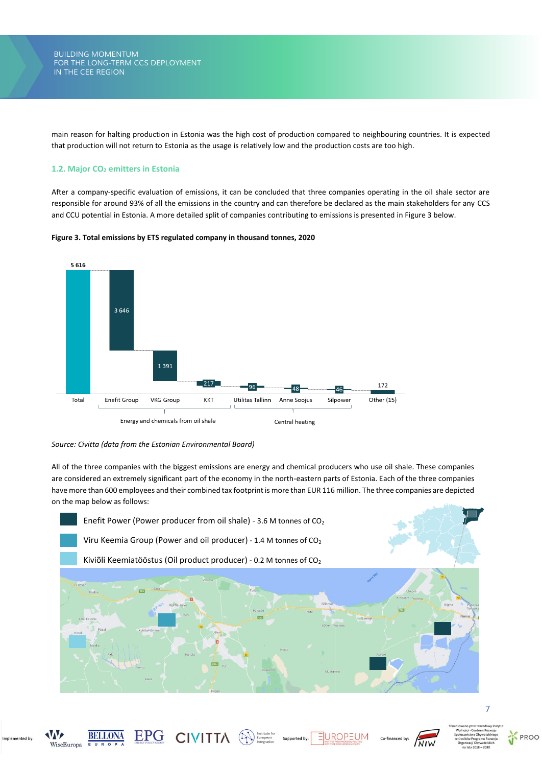main reason for halting production in Estonia was the high cost of production compared to neighbouring countries. It is expected that production will not return to Estonia as the usage is relatively low and the production costs are too high.

### 1.2. Major $CO_2$ emitters in Estonia

After a company-specific evaluation of emissions, it can be concluded that three companies operating in the oil shale sector are responsible for around 93% of all the emissions in the country and can therefore be declared as the main stakeholders for any CCS and CCU potential in Estonia. A more detailed split of companies contributing to emissions is presented in Figure 3 below.

**Figure 3. Total emissions by ETS regulated company in thousand tonnes, 2020**

| Company | Emissions (thousand tonnes) | Sector |
|---|---|---|
| Total | 5 616 | |
| Enefit Group | 3 646 | Energy and chemicals from oil shale |
| VKG Group | 1 391 | Energy and chemicals from oil shale |
| KKT | 217 | Energy and chemicals from oil shale |
| Utilitas Tallinn | 96 | Central heating |
| Anne Soojus | 48 | Central heating |
| Silpower | 46 | Central heating |
| Other (15) | 172 | |

*Source: Civitta (data from the Estonian Environmental Board)*

All of the three companies with the biggest emissions are energy and chemical producers who use oil shale. These companies are considered an extremely significant part of the economy in the north-eastern parts of Estonia. Each of the three companies have more than 600 employees and their combined tax footprint is more than EUR 116 million. The three companies are depicted on the map below as follows:

- Enefit Power (Power producer from oil shale) - 3.6 M tonnes of $CO_2$
- Viru Keemia Group (Power and oil producer) - 1.4 M tonnes of $CO_2$
- Kiviõli Keemiatööstus (Oil product producer) - 0.2 M tonnes of $CO_2$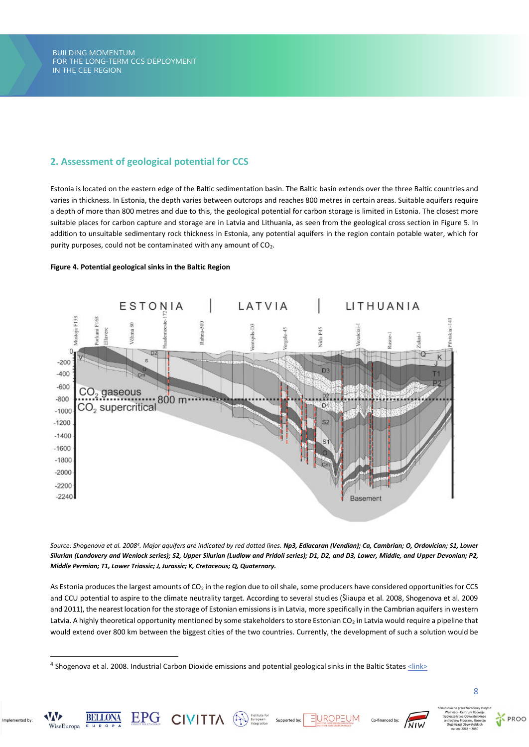## 2. Assessment of geological potential for CCS

Estonia is located on the eastern edge of the Baltic sedimentation basin. The Baltic basin extends over the three Baltic countries and varies in thickness. In Estonia, the depth varies between outcrops and reaches 800 metres in certain areas. Suitable aquifers require a depth of more than 800 metres and due to this, the geological potential for carbon storage is limited in Estonia. The closest more suitable places for carbon capture and storage are in Latvia and Lithuania, as seen from the geological cross section in Figure 5. In addition to unsuitable sedimentary rock thickness in Estonia, any potential aquifers in the region contain potable water, which for purity purposes, could not be contaminated with any amount of $CO_2$.

**Figure 4. Potential geological sinks in the Baltic Region**

*Source: Shogenova et al. 2008*[4]*. Major aquifers are indicated by red dotted lines.* ***Np3, Ediacaran (Vendian); Ca, Cambrian; O, Ordovician; S1, Lower Silurian (Landovery and Wenlock series); S2, Upper Silurian (Ludlow and Pridoli series); D1, D2, and D3, Lower, Middle, and Upper Devonian; P2, Middle Permian; T1, Lower Triassic; J, Jurassic; K, Cretaceous; Q, Quaternary.***

As Estonia produces the largest amounts of $CO_2$ in the region due to oil shale, some producers have considered opportunities for CCS and CCU potential to aspire to the climate neutrality target. According to several studies (Šliaupa et al. 2008, Shogenova et al. 2009 and 2011), the nearest location for the storage of Estonian emissions is in Latvia, more specifically in the Cambrian aquifers in western Latvia. A highly theoretical opportunity mentioned by some stakeholders to store Estonian $CO_2$ in Latvia would require a pipeline that would extend over 800 km between the biggest cities of the two countries. Currently, the development of such a solution would be

[4] Shogenova et al. 2008. Industrial Carbon Dioxide emissions and potential geological sinks in the Baltic States <link>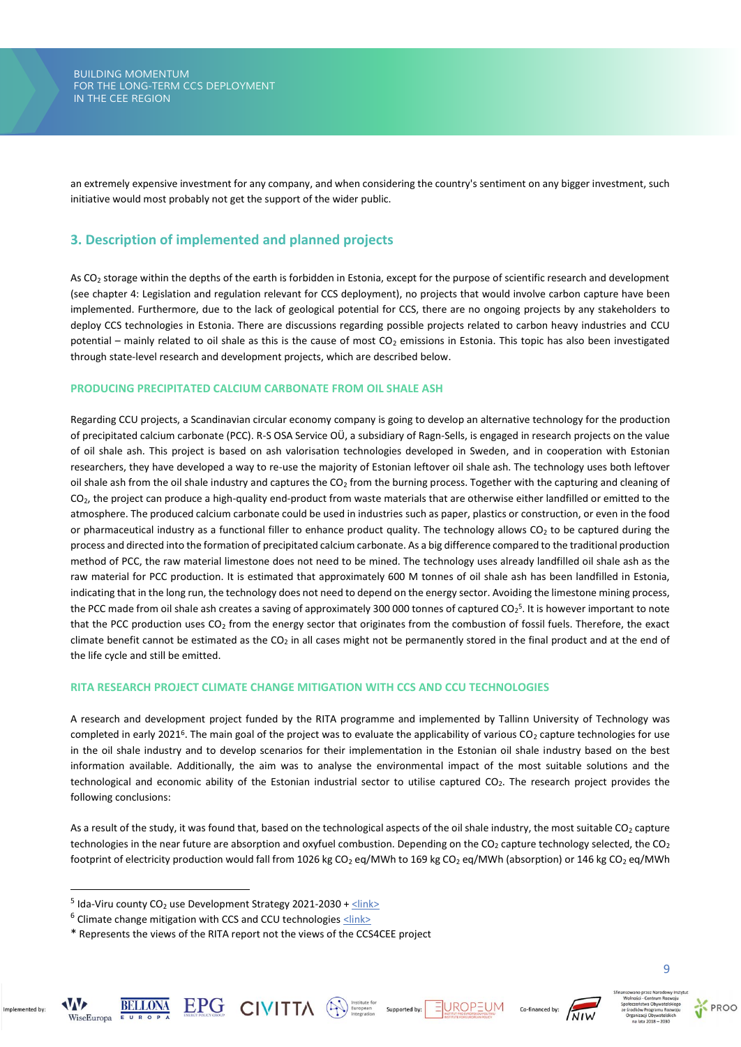an extremely expensive investment for any company, and when considering the country's sentiment on any bigger investment, such initiative would most probably not get the support of the wider public.

## 3. Description of implemented and planned projects

As $CO_2$ storage within the depths of the earth is forbidden in Estonia, except for the purpose of scientific research and development (see chapter 4: Legislation and regulation relevant for CCS deployment), no projects that would involve carbon capture have been implemented. Furthermore, due to the lack of geological potential for CCS, there are no ongoing projects by any stakeholders to deploy CCS technologies in Estonia. There are discussions regarding possible projects related to carbon heavy industries and CCU potential – mainly related to oil shale as this is the cause of most $CO_2$ emissions in Estonia. This topic has also been investigated through state-level research and development projects, which are described below.

### PRODUCING PRECIPITATED CALCIUM CARBONATE FROM OIL SHALE ASH

Regarding CCU projects, a Scandinavian circular economy company is going to develop an alternative technology for the production of precipitated calcium carbonate (PCC). R-S OSA Service OÜ, a subsidiary of Ragn-Sells, is engaged in research projects on the value of oil shale ash. This project is based on ash valorisation technologies developed in Sweden, and in cooperation with Estonian researchers, they have developed a way to re-use the majority of Estonian leftover oil shale ash. The technology uses both leftover oil shale ash from the oil shale industry and captures the $CO_2$ from the burning process. Together with the capturing and cleaning of $CO_2$, the project can produce a high-quality end-product from waste materials that are otherwise either landfilled or emitted to the atmosphere. The produced calcium carbonate could be used in industries such as paper, plastics or construction, or even in the food or pharmaceutical industry as a functional filler to enhance product quality. The technology allows $CO_2$ to be captured during the process and directed into the formation of precipitated calcium carbonate. As a big difference compared to the traditional production method of PCC, the raw material limestone does not need to be mined. The technology uses already landfilled oil shale ash as the raw material for PCC production. It is estimated that approximately 600 M tonnes of oil shale ash has been landfilled in Estonia, indicating that in the long run, the technology does not need to depend on the energy sector. Avoiding the limestone mining process, the PCC made from oil shale ash creates a saving of approximately 300 000 tonnes of captured $CO_2$[5]. It is however important to note that the PCC production uses $CO_2$ from the energy sector that originates from the combustion of fossil fuels. Therefore, the exact climate benefit cannot be estimated as the $CO_2$ in all cases might not be permanently stored in the final product and at the end of the life cycle and still be emitted.

### RITA RESEARCH PROJECT CLIMATE CHANGE MITIGATION WITH CCS AND CCU TECHNOLOGIES

A research and development project funded by the RITA programme and implemented by Tallinn University of Technology was completed in early 2021[6]. The main goal of the project was to evaluate the applicability of various $CO_2$ capture technologies for use in the oil shale industry and to develop scenarios for their implementation in the Estonian oil shale industry based on the best information available. Additionally, the aim was to analyse the environmental impact of the most suitable solutions and the technological and economic ability of the Estonian industrial sector to utilise captured $CO_2$. The research project provides the following conclusions:

As a result of the study, it was found that, based on the technological aspects of the oil shale industry, the most suitable $CO_2$ capture technologies in the near future are absorption and oxyfuel combustion. Depending on the $CO_2$ capture technology selected, the $CO_2$ footprint of electricity production would fall from 1026 kg $CO_2$ eq/MWh to 169 kg $CO_2$ eq/MWh (absorption) or 146 kg $CO_2$ eq/MWh

---

[5] Ida-Viru county $CO_2$ use Development Strategy 2021-2030 + <link>

[6] Climate change mitigation with CCS and CCU technologies <link>

* Represents the views of the RITA report not the views of the CCS4CEE project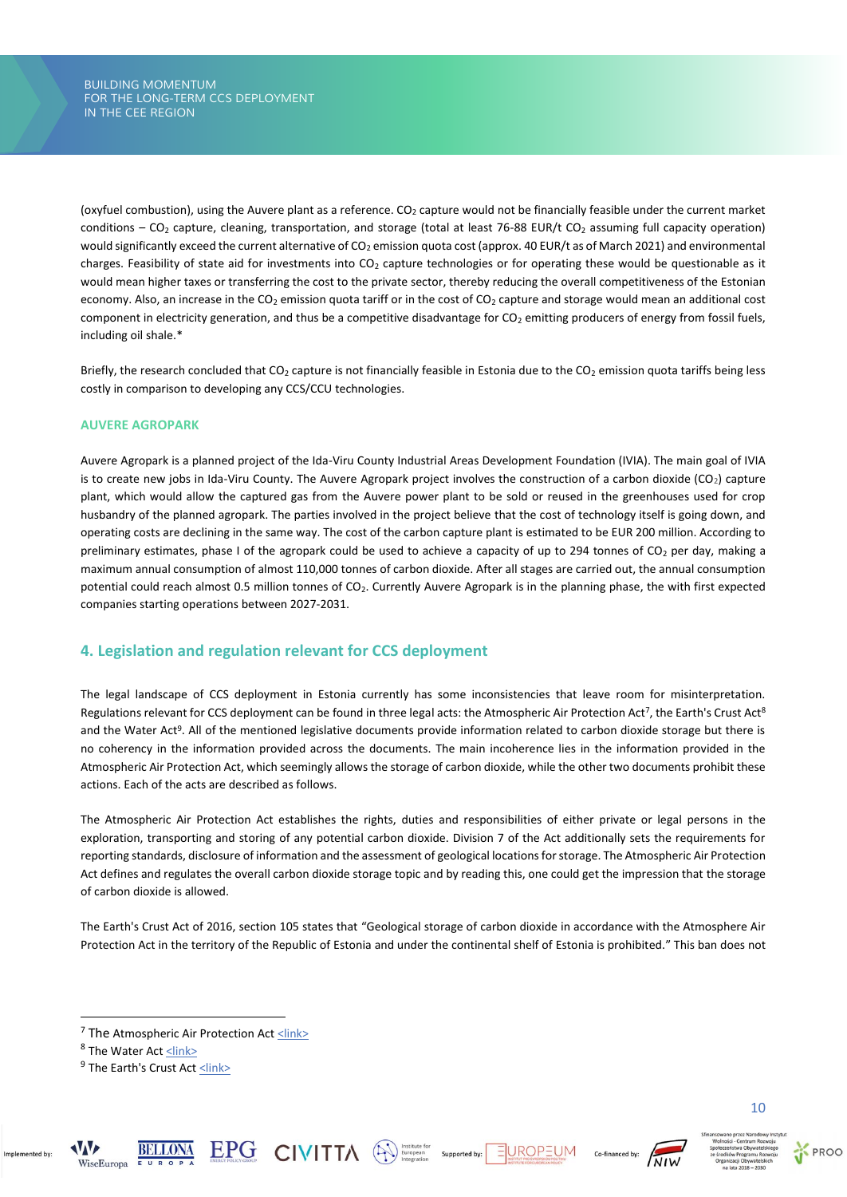(oxyfuel combustion), using the Auvere plant as a reference. $CO_2$ capture would not be financially feasible under the current market conditions – $CO_2$ capture, cleaning, transportation, and storage (total at least 76-88 EUR/t $CO_2$ assuming full capacity operation) would significantly exceed the current alternative of $CO_2$ emission quota cost (approx. 40 EUR/t as of March 2021) and environmental charges. Feasibility of state aid for investments into $CO_2$ capture technologies or for operating these would be questionable as it would mean higher taxes or transferring the cost to the private sector, thereby reducing the overall competitiveness of the Estonian economy. Also, an increase in the $CO_2$ emission quota tariff or in the cost of $CO_2$ capture and storage would mean an additional cost component in electricity generation, and thus be a competitive disadvantage for $CO_2$ emitting producers of energy from fossil fuels, including oil shale.*

Briefly, the research concluded that $CO_2$ capture is not financially feasible in Estonia due to the $CO_2$ emission quota tariffs being less costly in comparison to developing any CCS/CCU technologies.

### AUVERE AGROPARK

Auvere Agropark is a planned project of the Ida-Viru County Industrial Areas Development Foundation (IVIA). The main goal of IVIA is to create new jobs in Ida-Viru County. The Auvere Agropark project involves the construction of a carbon dioxide ($CO_2$) capture plant, which would allow the captured gas from the Auvere power plant to be sold or reused in the greenhouses used for crop husbandry of the planned agropark. The parties involved in the project believe that the cost of technology itself is going down, and operating costs are declining in the same way. The cost of the carbon capture plant is estimated to be EUR 200 million. According to preliminary estimates, phase I of the agropark could be used to achieve a capacity of up to 294 tonnes of $CO_2$ per day, making a maximum annual consumption of almost 110,000 tonnes of carbon dioxide. After all stages are carried out, the annual consumption potential could reach almost 0.5 million tonnes of $CO_2$. Currently Auvere Agropark is in the planning phase, the with first expected companies starting operations between 2027-2031.

## 4. Legislation and regulation relevant for CCS deployment

The legal landscape of CCS deployment in Estonia currently has some inconsistencies that leave room for misinterpretation. Regulations relevant for CCS deployment can be found in three legal acts: the Atmospheric Air Protection Act[7], the Earth's Crust Act[8] and the Water Act[9]. All of the mentioned legislative documents provide information related to carbon dioxide storage but there is no coherency in the information provided across the documents. The main incoherence lies in the information provided in the Atmospheric Air Protection Act, which seemingly allows the storage of carbon dioxide, while the other two documents prohibit these actions. Each of the acts are described as follows.

The Atmospheric Air Protection Act establishes the rights, duties and responsibilities of either private or legal persons in the exploration, transporting and storing of any potential carbon dioxide. Division 7 of the Act additionally sets the requirements for reporting standards, disclosure of information and the assessment of geological locations for storage. The Atmospheric Air Protection Act defines and regulates the overall carbon dioxide storage topic and by reading this, one could get the impression that the storage of carbon dioxide is allowed.

The Earth's Crust Act of 2016, section 105 states that "Geological storage of carbon dioxide in accordance with the Atmosphere Air Protection Act in the territory of the Republic of Estonia and under the continental shelf of Estonia is prohibited." This ban does not

---

[7] The Atmospheric Air Protection Act <link>

[8] The Water Act <link>

[9] The Earth's Crust Act <link>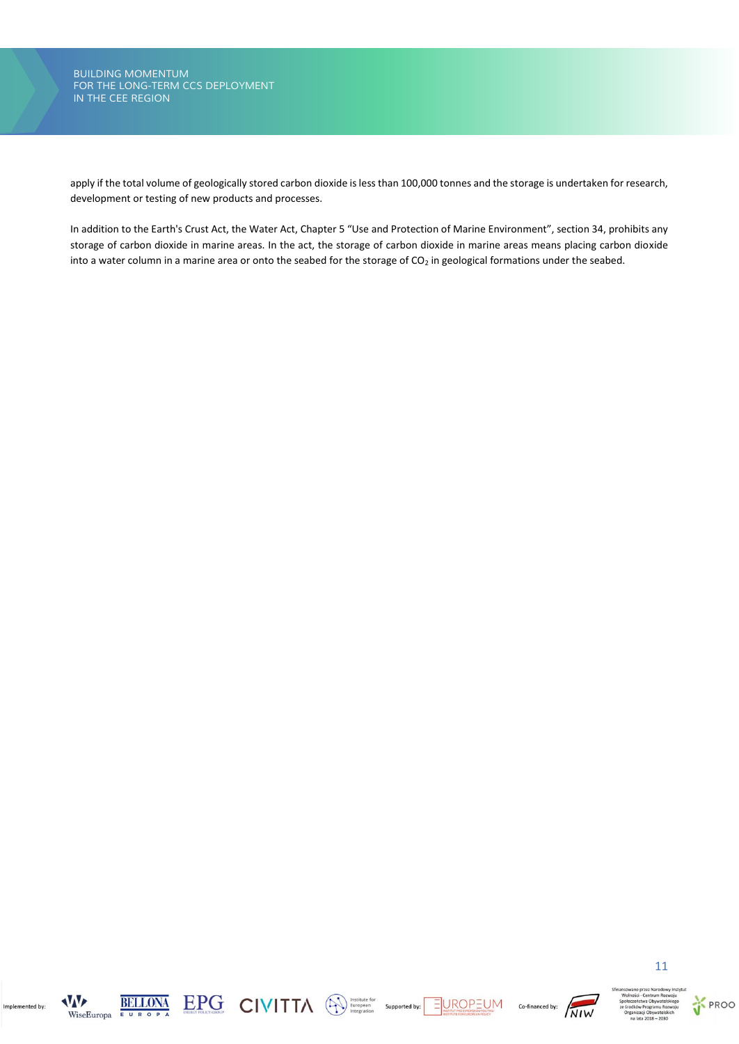apply if the total volume of geologically stored carbon dioxide is less than 100,000 tonnes and the storage is undertaken for research, development or testing of new products and processes.

In addition to the Earth's Crust Act, the Water Act, Chapter 5 “Use and Protection of Marine Environment”, section 34, prohibits any storage of carbon dioxide in marine areas. In the act, the storage of carbon dioxide in marine areas means placing carbon dioxide into a water column in a marine area or onto the seabed for the storage of $CO_2$ in geological formations under the seabed.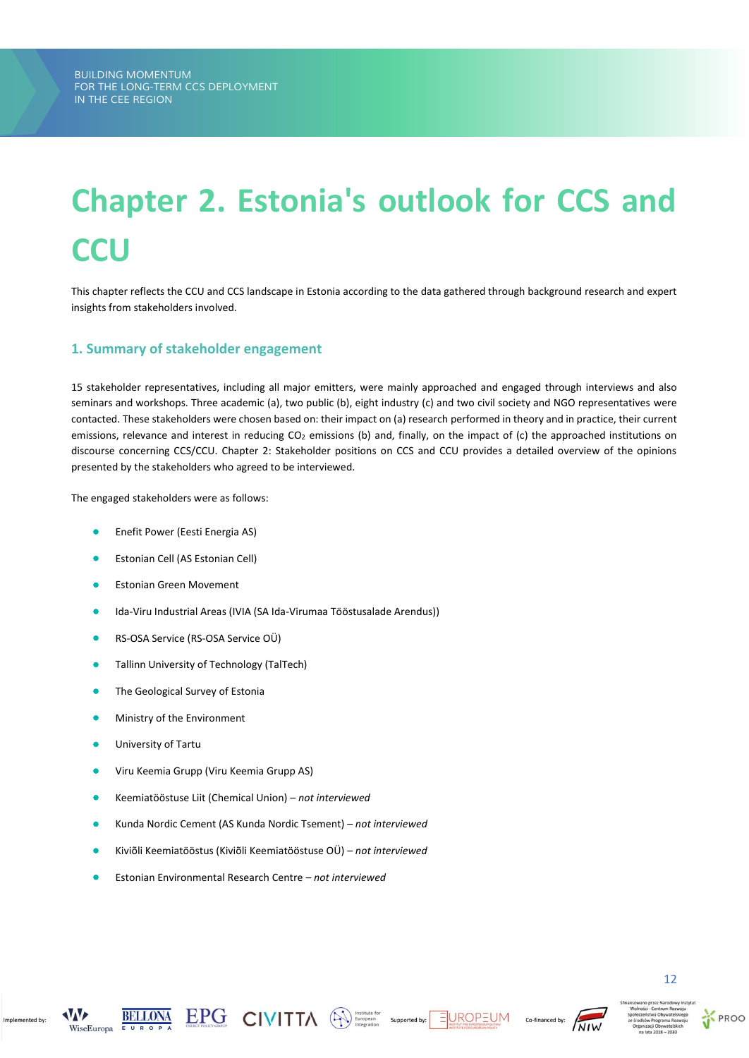# Chapter 2. Estonia's outlook for CCS and CCU

This chapter reflects the CCU and CCS landscape in Estonia according to the data gathered through background research and expert insights from stakeholders involved.

## 1. Summary of stakeholder engagement

15 stakeholder representatives, including all major emitters, were mainly approached and engaged through interviews and also seminars and workshops. Three academic (a), two public (b), eight industry (c) and two civil society and NGO representatives were contacted. These stakeholders were chosen based on: their impact on (a) research performed in theory and in practice, their current emissions, relevance and interest in reducing $CO_2$ emissions (b) and, finally, on the impact of (c) the approached institutions on discourse concerning CCS/CCU. Chapter 2: Stakeholder positions on CCS and CCU provides a detailed overview of the opinions presented by the stakeholders who agreed to be interviewed.

The engaged stakeholders were as follows:

- Enefit Power (Eesti Energia AS)
- Estonian Cell (AS Estonian Cell)
- Estonian Green Movement
- Ida-Viru Industrial Areas (IVIA (SA Ida-Virumaa Tööstusalade Arendus))
- RS-OSA Service (RS-OSA Service OÜ)
- Tallinn University of Technology (TalTech)
- The Geological Survey of Estonia
- Ministry of the Environment
- University of Tartu
- Viru Keemia Grupp (Viru Keemia Grupp AS)
- Keemiatööstuse Liit (Chemical Union) – *not interviewed*
- Kunda Nordic Cement (AS Kunda Nordic Tsement) – *not interviewed*
- Kiviõli Keemiatööstus (Kiviõli Keemiatööstuse OÜ) – *not interviewed*
- Estonian Environmental Research Centre – *not interviewed*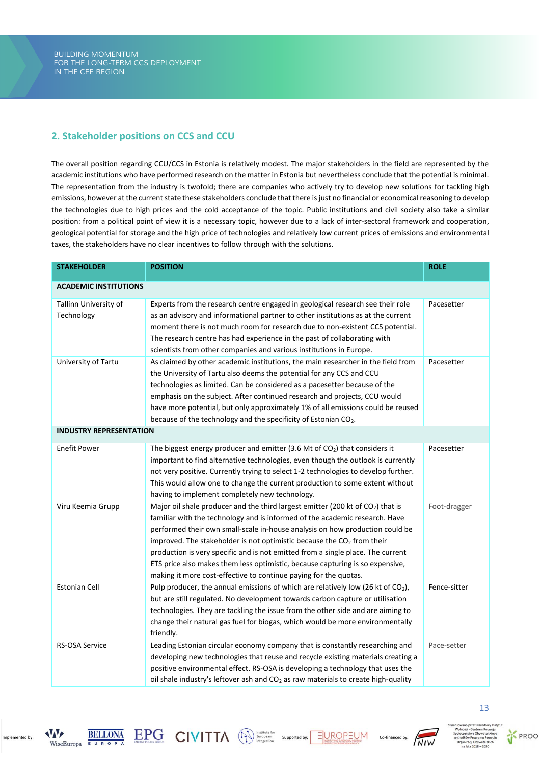## 2. Stakeholder positions on CCS and CCU

The overall position regarding CCU/CCS in Estonia is relatively modest. The major stakeholders in the field are represented by the academic institutions who have performed research on the matter in Estonia but nevertheless conclude that the potential is minimal. The representation from the industry is twofold; there are companies who actively try to develop new solutions for tackling high emissions, however at the current state these stakeholders conclude that there is just no financial or economical reasoning to develop the technologies due to high prices and the cold acceptance of the topic. Public institutions and civil society also take a similar position: from a political point of view it is a necessary topic, however due to a lack of inter-sectoral framework and cooperation, geological potential for storage and the high price of technologies and relatively low current prices of emissions and environmental taxes, the stakeholders have no clear incentives to follow through with the solutions.

| STAKEHOLDER | POSITION | ROLE |
|---|---|---|
| **ACADEMIC INSTITUTIONS** | | |
| Tallinn University of Technology | Experts from the research centre engaged in geological research see their role as an advisory and informational partner to other institutions as at the current moment there is not much room for research due to non-existent CCS potential. The research centre has had experience in the past of collaborating with scientists from other companies and various institutions in Europe. | Pacesetter |
| University of Tartu | As claimed by other academic institutions, the main researcher in the field from the University of Tartu also deems the potential for any CCS and CCU technologies as limited. Can be considered as a pacesetter because of the emphasis on the subject. After continued research and projects, CCU would have more potential, but only approximately 1% of all emissions could be reused because of the technology and the specificity of Estonian $CO_2$. | Pacesetter |
| **INDUSTRY REPRESENTATION** | | |
| Enefit Power | The biggest energy producer and emitter (3.6 Mt of $CO_2$) that considers it important to find alternative technologies, even though the outlook is currently not very positive. Currently trying to select 1-2 technologies to develop further. This would allow one to change the current production to some extent without having to implement completely new technology. | Pacesetter |
| Viru Keemia Grupp | Major oil shale producer and the third largest emitter (200 kt of $CO_2$) that is familiar with the technology and is informed of the academic research. Have performed their own small-scale in-house analysis on how production could be improved. The stakeholder is not optimistic because the $CO_2$ from their production is very specific and is not emitted from a single place. The current ETS price also makes them less optimistic, because capturing is so expensive, making it more cost-effective to continue paying for the quotas. | Foot-dragger |
| Estonian Cell | Pulp producer, the annual emissions of which are relatively low (26 kt of $CO_2$), but are still regulated. No development towards carbon capture or utilisation technologies. They are tackling the issue from the other side and are aiming to change their natural gas fuel for biogas, which would be more environmentally friendly. | Fence-sitter |
| RS-OSA Service | Leading Estonian circular economy company that is constantly researching and developing new technologies that reuse and recycle existing materials creating a positive environmental effect. RS-OSA is developing a technology that uses the oil shale industry's leftover ash and $CO_2$ as raw materials to create high-quality | Pace-setter |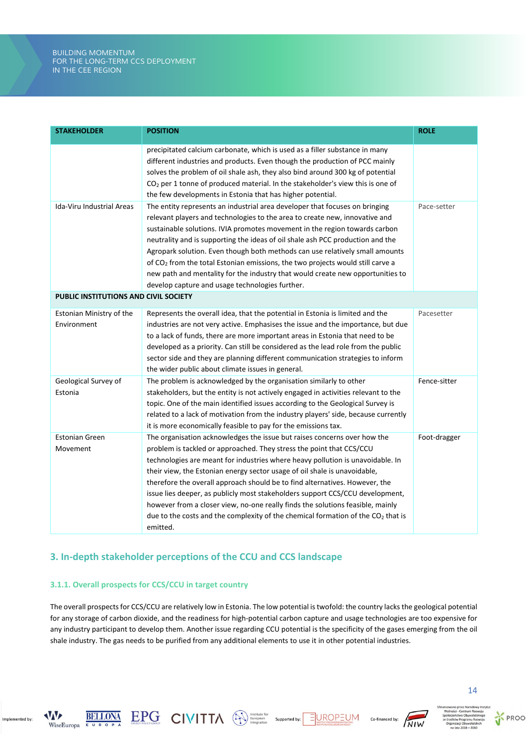| STAKEHOLDER | POSITION | ROLE |
| --- | --- | --- |
| | precipitated calcium carbonate, which is used as a filler substance in many different industries and products. Even though the production of PCC mainly solves the problem of oil shale ash, they also bind around 300 kg of potential $CO_2$ per 1 tonne of produced material. In the stakeholder's view this is one of the few developments in Estonia that has higher potential. | |
| Ida-Viru Industrial Areas | The entity represents an industrial area developer that focuses on bringing relevant players and technologies to the area to create new, innovative and sustainable solutions. IVIA promotes movement in the region towards carbon neutrality and is supporting the ideas of oil shale ash PCC production and the Agropark solution. Even though both methods can use relatively small amounts of $CO_2$ from the total Estonian emissions, the two projects would still carve a new path and mentality for the industry that would create new opportunities to develop capture and usage technologies further. | Pace-setter |
| **PUBLIC INSTITUTIONS AND CIVIL SOCIETY** | | |
| Estonian Ministry of the Environment | Represents the overall idea, that the potential in Estonia is limited and the industries are not very active. Emphasises the issue and the importance, but due to a lack of funds, there are more important areas in Estonia that need to be developed as a priority. Can still be considered as the lead role from the public sector side and they are planning different communication strategies to inform the wider public about climate issues in general. | Pacesetter |
| Geological Survey of Estonia | The problem is acknowledged by the organisation similarly to other stakeholders, but the entity is not actively engaged in activities relevant to the topic. One of the main identified issues according to the Geological Survey is related to a lack of motivation from the industry players' side, because currently it is more economically feasible to pay for the emissions tax. | Fence-sitter |
| Estonian Green Movement | The organisation acknowledges the issue but raises concerns over how the problem is tackled or approached. They stress the point that CCS/CCU technologies are meant for industries where heavy pollution is unavoidable. In their view, the Estonian energy sector usage of oil shale is unavoidable, therefore the overall approach should be to find alternatives. However, the issue lies deeper, as publicly most stakeholders support CCS/CCU development, however from a closer view, no-one really finds the solutions feasible, mainly due to the costs and the complexity of the chemical formation of the $CO_2$ that is emitted. | Foot-dragger |

## 3. In-depth stakeholder perceptions of the CCU and CCS landscape

### 3.1.1. Overall prospects for CCS/CCU in target country

The overall prospects for CCS/CCU are relatively low in Estonia. The low potential is twofold: the country lacks the geological potential for any storage of carbon dioxide, and the readiness for high-potential carbon capture and usage technologies are too expensive for any industry participant to develop them. Another issue regarding CCU potential is the specificity of the gases emerging from the oil shale industry. The gas needs to be purified from any additional elements to use it in other potential industries.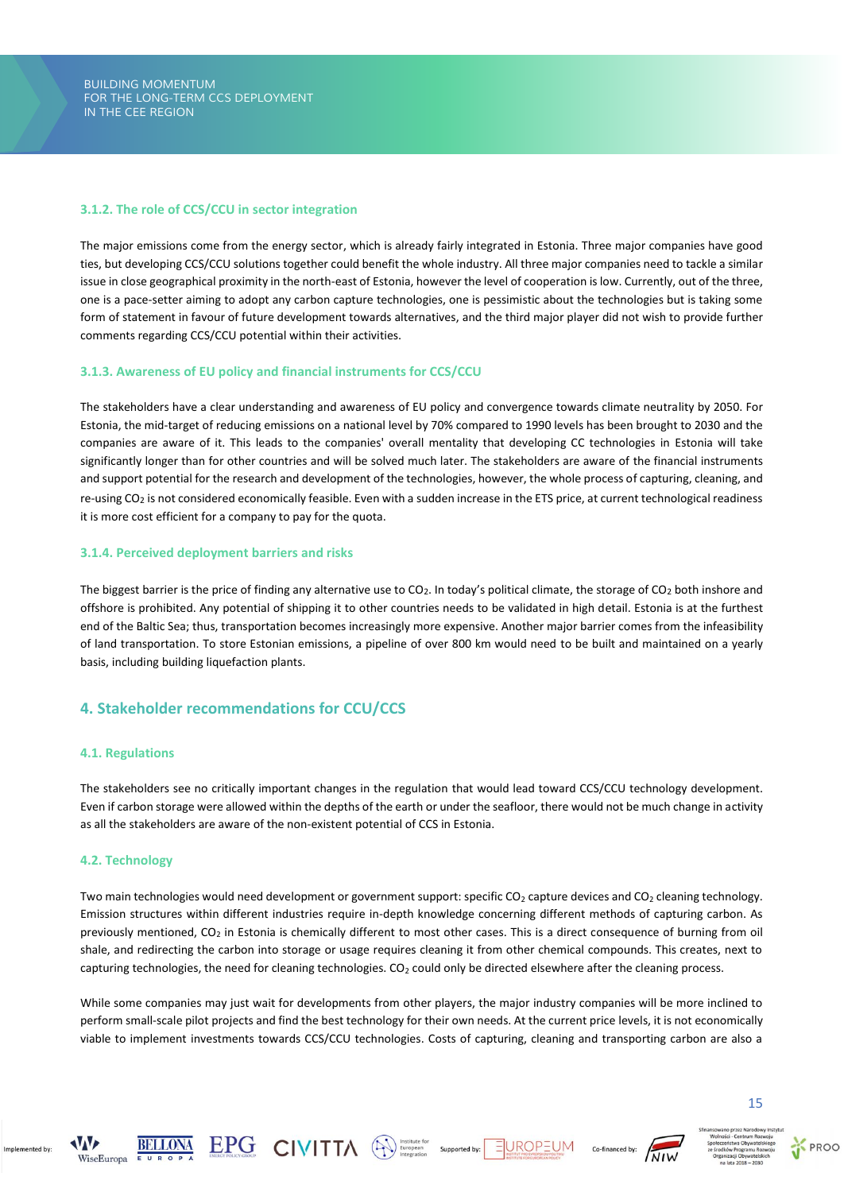### 3.1.2. The role of CCS/CCU in sector integration

The major emissions come from the energy sector, which is already fairly integrated in Estonia. Three major companies have good ties, but developing CCS/CCU solutions together could benefit the whole industry. All three major companies need to tackle a similar issue in close geographical proximity in the north-east of Estonia, however the level of cooperation is low. Currently, out of the three, one is a pace-setter aiming to adopt any carbon capture technologies, one is pessimistic about the technologies but is taking some form of statement in favour of future development towards alternatives, and the third major player did not wish to provide further comments regarding CCS/CCU potential within their activities.

### 3.1.3. Awareness of EU policy and financial instruments for CCS/CCU

The stakeholders have a clear understanding and awareness of EU policy and convergence towards climate neutrality by 2050. For Estonia, the mid-target of reducing emissions on a national level by 70% compared to 1990 levels has been brought to 2030 and the companies are aware of it. This leads to the companies' overall mentality that developing CC technologies in Estonia will take significantly longer than for other countries and will be solved much later. The stakeholders are aware of the financial instruments and support potential for the research and development of the technologies, however, the whole process of capturing, cleaning, and re-using $CO_2$ is not considered economically feasible. Even with a sudden increase in the ETS price, at current technological readiness it is more cost efficient for a company to pay for the quota.

### 3.1.4. Perceived deployment barriers and risks

The biggest barrier is the price of finding any alternative use to $CO_2$. In today's political climate, the storage of $CO_2$ both inshore and offshore is prohibited. Any potential of shipping it to other countries needs to be validated in high detail. Estonia is at the furthest end of the Baltic Sea; thus, transportation becomes increasingly more expensive. Another major barrier comes from the infeasibility of land transportation. To store Estonian emissions, a pipeline of over 800 km would need to be built and maintained on a yearly basis, including building liquefaction plants.

## 4. Stakeholder recommendations for CCU/CCS

### 4.1. Regulations

The stakeholders see no critically important changes in the regulation that would lead toward CCS/CCU technology development. Even if carbon storage were allowed within the depths of the earth or under the seafloor, there would not be much change in activity as all the stakeholders are aware of the non-existent potential of CCS in Estonia.

### 4.2. Technology

Two main technologies would need development or government support: specific $CO_2$ capture devices and $CO_2$ cleaning technology. Emission structures within different industries require in-depth knowledge concerning different methods of capturing carbon. As previously mentioned, $CO_2$ in Estonia is chemically different to most other cases. This is a direct consequence of burning from oil shale, and redirecting the carbon into storage or usage requires cleaning it from other chemical compounds. This creates, next to capturing technologies, the need for cleaning technologies. $CO_2$ could only be directed elsewhere after the cleaning process.

While some companies may just wait for developments from other players, the major industry companies will be more inclined to perform small-scale pilot projects and find the best technology for their own needs. At the current price levels, it is not economically viable to implement investments towards CCS/CCU technologies. Costs of capturing, cleaning and transporting carbon are also a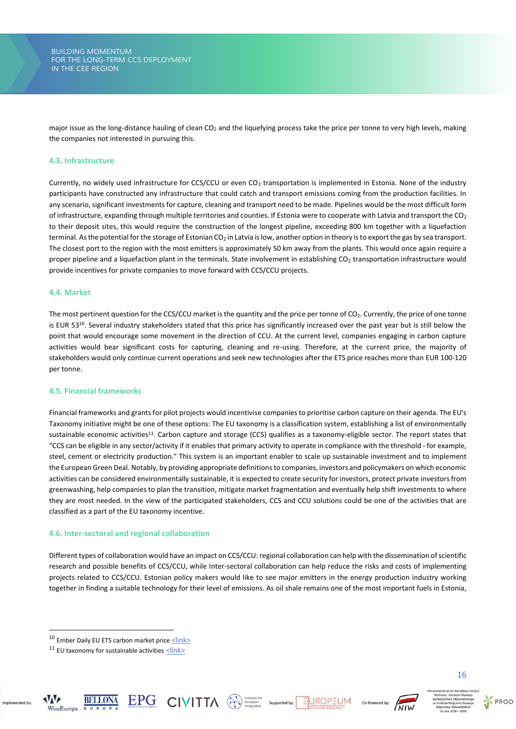major issue as the long-distance hauling of clean $CO_2$ and the liquefying process take the price per tonne to very high levels, making the companies not interested in pursuing this.

### 4.3. Infrastructure

Currently, no widely used infrastructure for CCS/CCU or even $CO_2$ transportation is implemented in Estonia. None of the industry participants have constructed any infrastructure that could catch and transport emissions coming from the production facilities. In any scenario, significant investments for capture, cleaning and transport need to be made. Pipelines would be the most difficult form of infrastructure, expanding through multiple territories and counties. If Estonia were to cooperate with Latvia and transport the $CO_2$ to their deposit sites, this would require the construction of the longest pipeline, exceeding 800 km together with a liquefaction terminal. As the potential for the storage of Estonian $CO_2$ in Latvia is low, another option in theory is to export the gas by sea transport. The closest port to the region with the most emitters is approximately 50 km away from the plants. This would once again require a proper pipeline and a liquefaction plant in the terminals. State involvement in establishing $CO_2$ transportation infrastructure would provide incentives for private companies to move forward with CCS/CCU projects.

### 4.4. Market

The most pertinent question for the CCS/CCU market is the quantity and the price per tonne of $CO_2$. Currently, the price of one tonne is EUR 53[10]. Several industry stakeholders stated that this price has significantly increased over the past year but is still below the point that would encourage some movement in the direction of CCU. At the current level, companies engaging in carbon capture activities would bear significant costs for capturing, cleaning and re-using. Therefore, at the current price, the majority of stakeholders would only continue current operations and seek new technologies after the ETS price reaches more than EUR 100-120 per tonne.

### 4.5. Financial frameworks

Financial frameworks and grants for pilot projects would incentivise companies to prioritise carbon capture on their agenda. The EU's Taxonomy initiative might be one of these options: The EU taxonomy is a classification system, establishing a list of environmentally sustainable economic activities[11]. Carbon capture and storage (CCS) qualifies as a taxonomy-eligible sector. The report states that "CCS can be eligible in any sector/activity if it enables that primary activity to operate in compliance with the threshold - for example, steel, cement or electricity production." This system is an important enabler to scale up sustainable investment and to implement the European Green Deal. Notably, by providing appropriate definitions to companies, investors and policymakers on which economic activities can be considered environmentally sustainable, it is expected to create security for investors, protect private investors from greenwashing, help companies to plan the transition, mitigate market fragmentation and eventually help shift investments to where they are most needed. In the view of the participated stakeholders, CCS and CCU solutions could be one of the activities that are classified as a part of the EU taxonomy incentive.

### 4.6. Inter-sectoral and regional collaboration

Different types of collaboration would have an impact on CCS/CCU: regional collaboration can help with the dissemination of scientific research and possible benefits of CCS/CCU, while Inter-sectoral collaboration can help reduce the risks and costs of implementing projects related to CCS/CCU. Estonian policy makers would like to see major emitters in the energy production industry working together in finding a suitable technology for their level of emissions. As oil shale remains one of the most important fuels in Estonia,

---

[10] Ember Daily EU ETS carbon market price <link>

[11] EU taxonomy for sustainable activities <link>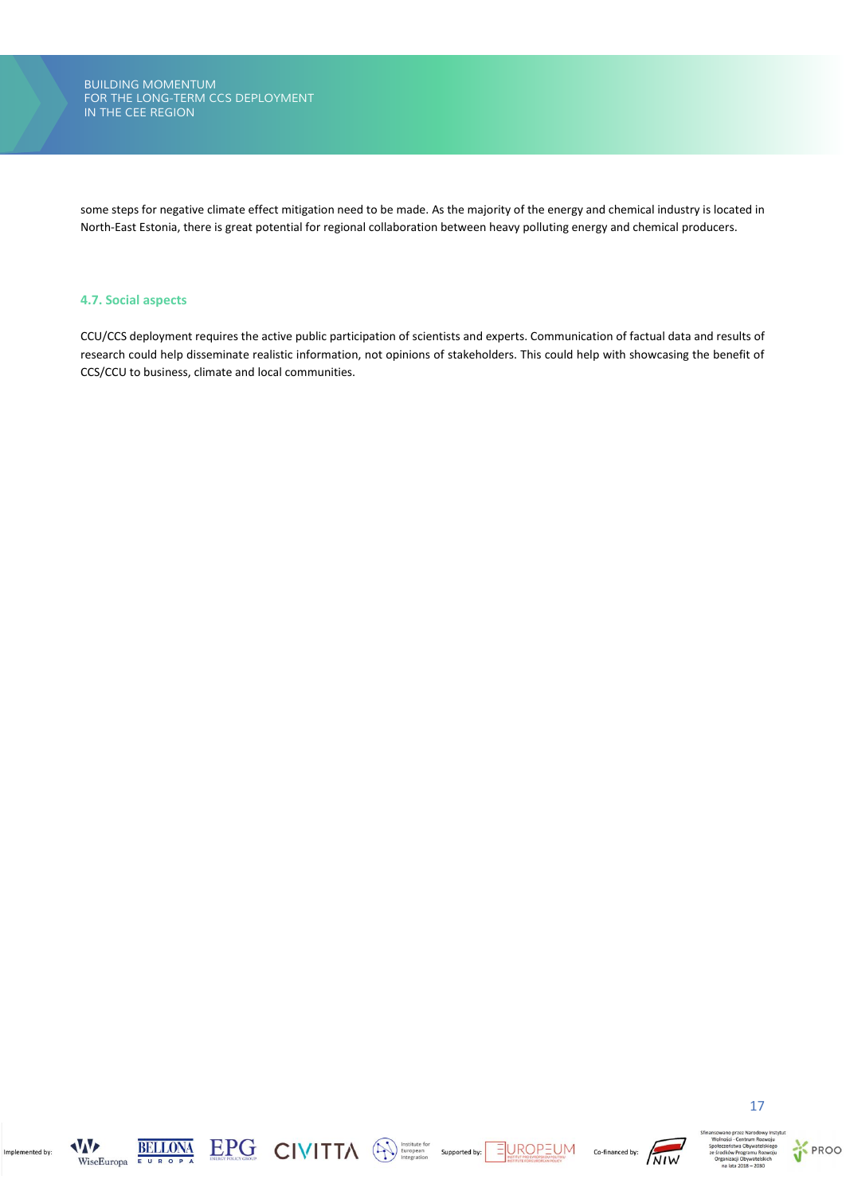some steps for negative climate effect mitigation need to be made. As the majority of the energy and chemical industry is located in North-East Estonia, there is great potential for regional collaboration between heavy polluting energy and chemical producers.

### 4.7. Social aspects

CCU/CCS deployment requires the active public participation of scientists and experts. Communication of factual data and results of research could help disseminate realistic information, not opinions of stakeholders. This could help with showcasing the benefit of CCS/CCU to business, climate and local communities.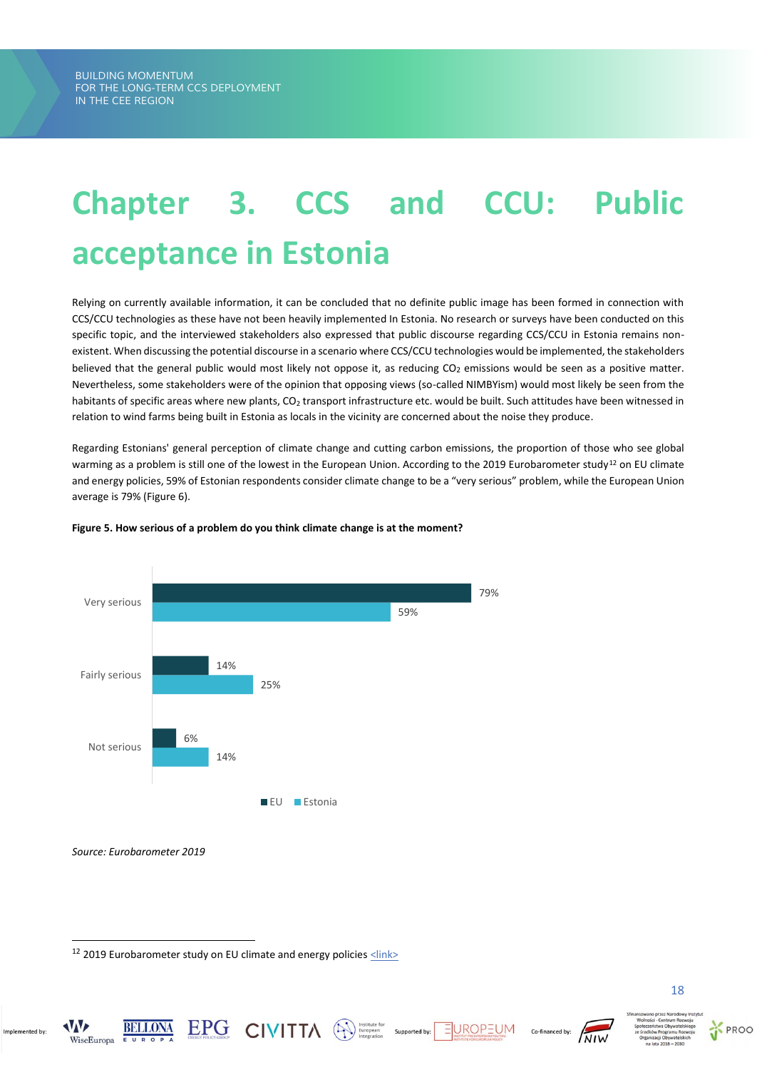# Chapter 3. CCS and CCU: Public acceptance in Estonia

Relying on currently available information, it can be concluded that no definite public image has been formed in connection with CCS/CCU technologies as these have not been heavily implemented In Estonia. No research or surveys have been conducted on this specific topic, and the interviewed stakeholders also expressed that public discourse regarding CCS/CCU in Estonia remains non-existent. When discussing the potential discourse in a scenario where CCS/CCU technologies would be implemented, the stakeholders believed that the general public would most likely not oppose it, as reducing $CO_2$ emissions would be seen as a positive matter. Nevertheless, some stakeholders were of the opinion that opposing views (so-called NIMBYism) would most likely be seen from the habitants of specific areas where new plants, $CO_2$ transport infrastructure etc. would be built. Such attitudes have been witnessed in relation to wind farms being built in Estonia as locals in the vicinity are concerned about the noise they produce.

Regarding Estonians' general perception of climate change and cutting carbon emissions, the proportion of those who see global warming as a problem is still one of the lowest in the European Union. According to the 2019 Eurobarometer study[12] on EU climate and energy policies, 59% of Estonian respondents consider climate change to be a "very serious" problem, while the European Union average is 79% (Figure 6).

**Figure 5. How serious of a problem do you think climate change is at the moment?**

| | EU | Estonia |
|---|---|---|
| Very serious | 79% | 59% |
| Fairly serious | 14% | 25% |
| Not serious | 6% | 14% |

*Source: Eurobarometer 2019*

---

[12] 2019 Eurobarometer study on EU climate and energy policies <link>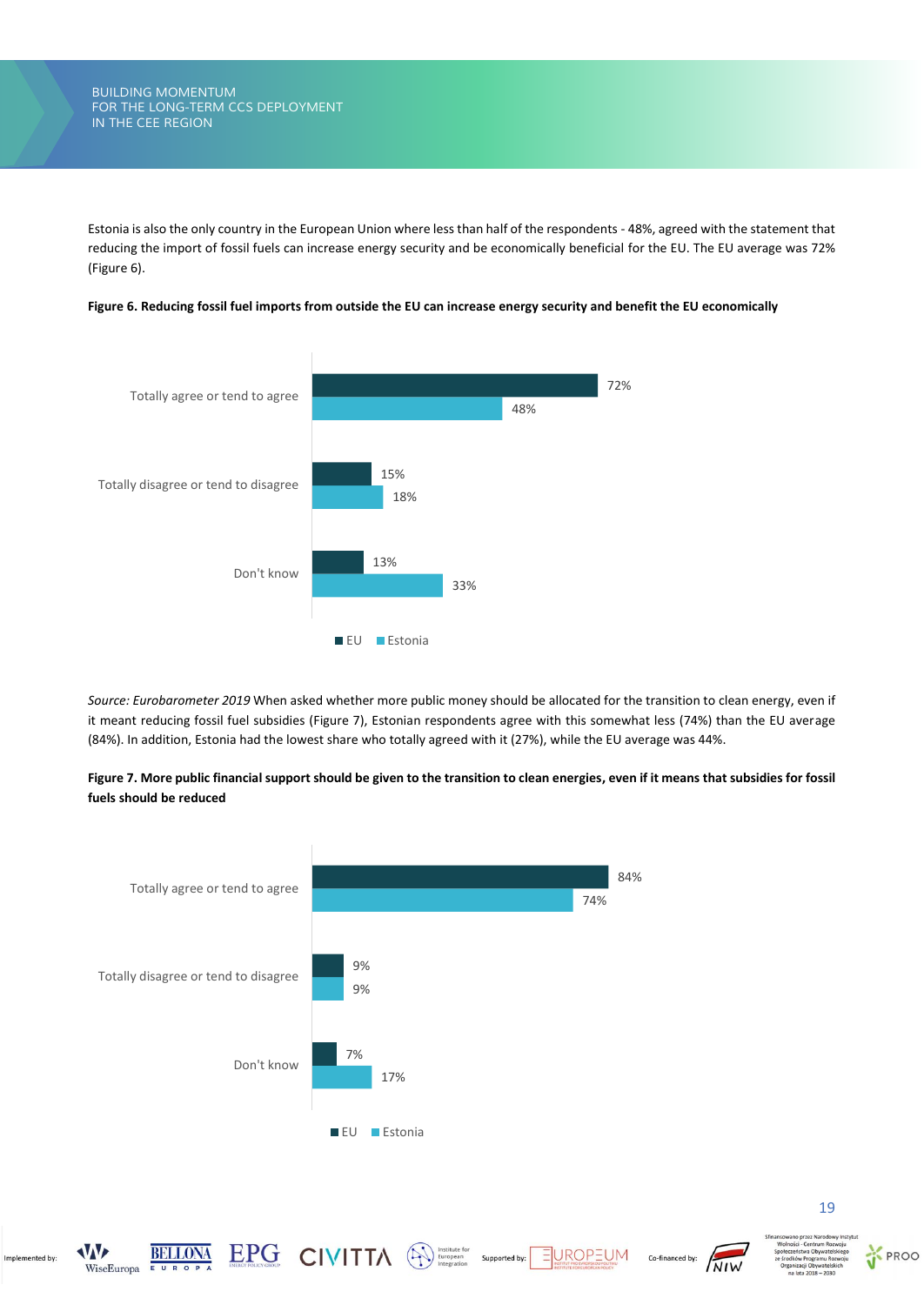Estonia is also the only country in the European Union where less than half of the respondents - 48%, agreed with the statement that reducing the import of fossil fuels can increase energy security and be economically beneficial for the EU. The EU average was 72% (Figure 6).

**Figure 6. Reducing fossil fuel imports from outside the EU can increase energy security and benefit the EU economically**

| | EU | Estonia |
|---|---|---|
| Totally agree or tend to agree | 72% | 48% |
| Totally disagree or tend to disagree | 15% | 18% |
| Don't know | 13% | 33% |

*Source: Eurobarometer 2019* When asked whether more public money should be allocated for the transition to clean energy, even if it meant reducing fossil fuel subsidies (Figure 7), Estonian respondents agree with this somewhat less (74%) than the EU average (84%). In addition, Estonia had the lowest share who totally agreed with it (27%), while the EU average was 44%.

**Figure 7. More public financial support should be given to the transition to clean energies, even if it means that subsidies for fossil fuels should be reduced**

| | EU | Estonia |
|---|---|---|
| Totally agree or tend to agree | 84% | 74% |
| Totally disagree or tend to disagree | 9% | 9% |
| Don't know | 7% | 17% |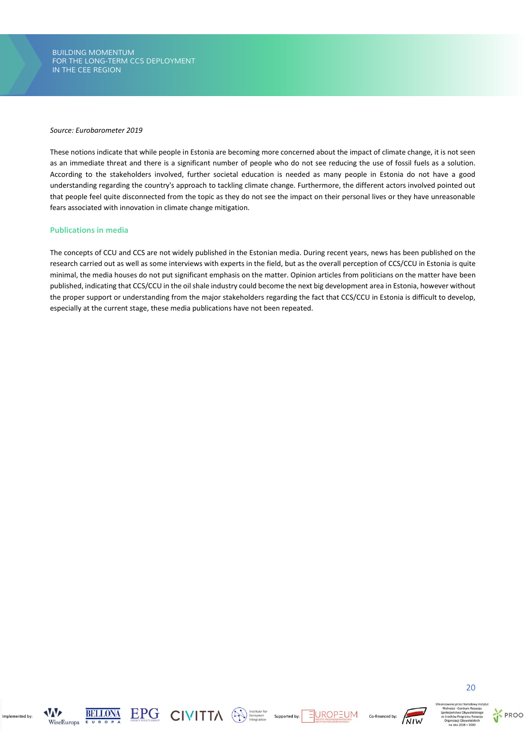*Source: Eurobarometer 2019*

These notions indicate that while people in Estonia are becoming more concerned about the impact of climate change, it is not seen as an immediate threat and there is a significant number of people who do not see reducing the use of fossil fuels as a solution. According to the stakeholders involved, further societal education is needed as many people in Estonia do not have a good understanding regarding the country's approach to tackling climate change. Furthermore, the different actors involved pointed out that people feel quite disconnected from the topic as they do not see the impact on their personal lives or they have unreasonable fears associated with innovation in climate change mitigation.

### Publications in media

The concepts of CCU and CCS are not widely published in the Estonian media. During recent years, news has been published on the research carried out as well as some interviews with experts in the field, but as the overall perception of CCS/CCU in Estonia is quite minimal, the media houses do not put significant emphasis on the matter. Opinion articles from politicians on the matter have been published, indicating that CCS/CCU in the oil shale industry could become the next big development area in Estonia, however without the proper support or understanding from the major stakeholders regarding the fact that CCS/CCU in Estonia is difficult to develop, especially at the current stage, these media publications have not been repeated.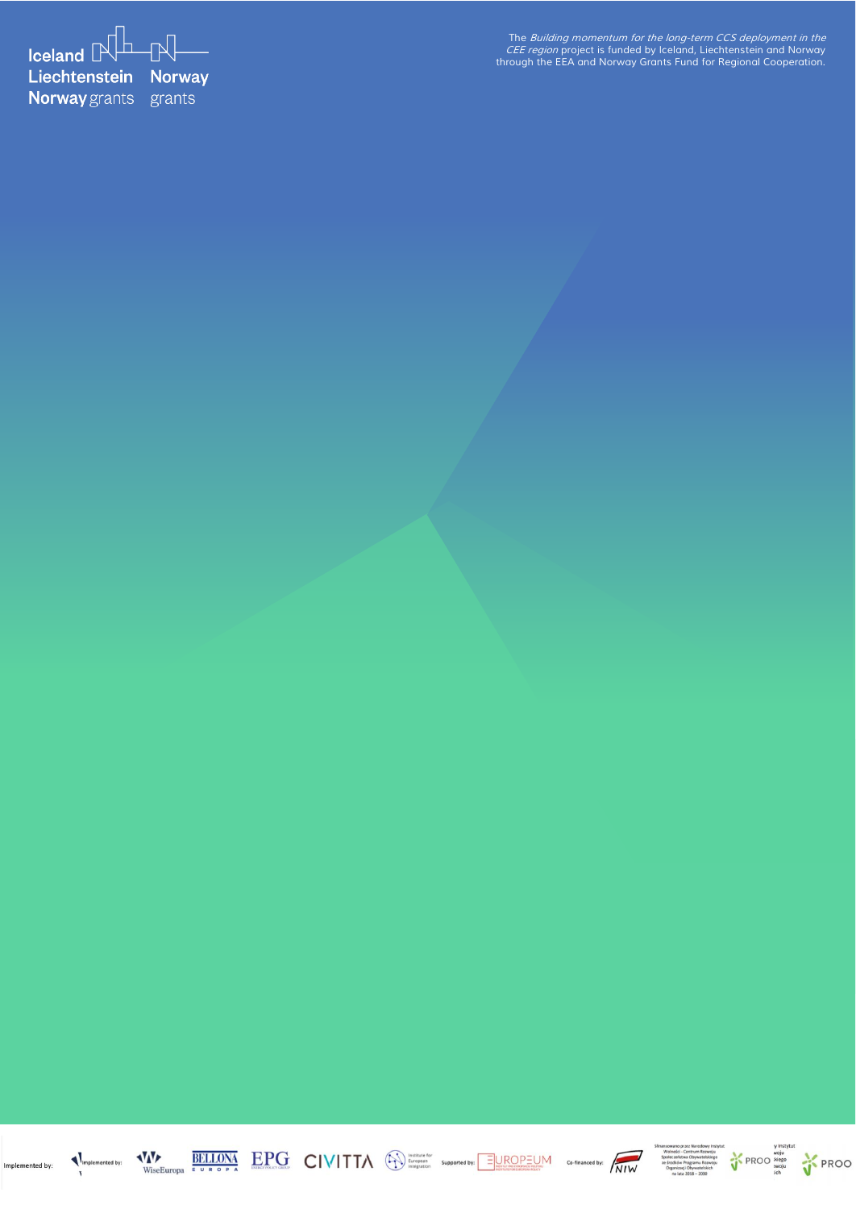Iceland Liechtenstein Norway grants

Norway grants

The *Building momentum for the long-term CCS deployment in the CEE region* project is funded by Iceland, Liechtenstein and Norway through the EEA and Norway Grants Fund for Regional Cooperation.

Implemented by: WiseEuropa BELLONA EUROPA EPG CIVITTA Institute for European Integration

Supported by: EUROPEUM

Co-financed by: NIW PROO